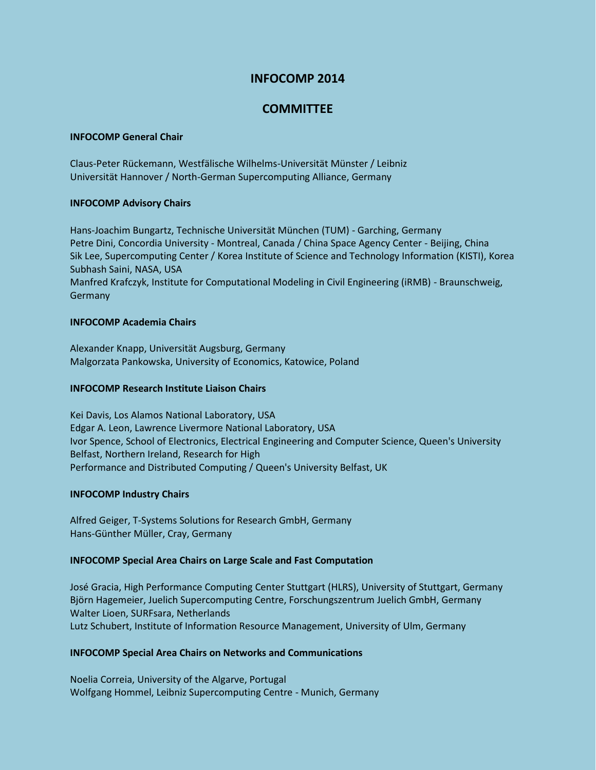# INFOCOMP 2014

## COMMITTEE

**INFOCOMP General Chair**

Claus-Peter Rückemann, Westfälische Wilhelms-Universität Münster / Leibniz Universität Hannover / North-German Supercomputing Alliance, Germany

**INFOCOMP Advisory Chairs**

Hans-Joachim Bungartz, Technische Universität München (TUM) - Garching, Germany
Petre Dini, Concordia University - Montreal, Canada / China Space Agency Center - Beijing, China
Sik Lee, Supercomputing Center / Korea Institute of Science and Technology Information (KISTI), Korea
Subhash Saini, NASA, USA
Manfred Krafczyk, Institute for Computational Modeling in Civil Engineering (iRMB) - Braunschweig, Germany

**INFOCOMP Academia Chairs**

Alexander Knapp, Universität Augsburg, Germany
Malgorzata Pankowska, University of Economics, Katowice, Poland

**INFOCOMP Research Institute Liaison Chairs**

Kei Davis, Los Alamos National Laboratory, USA
Edgar A. Leon, Lawrence Livermore National Laboratory, USA
Ivor Spence, School of Electronics, Electrical Engineering and Computer Science, Queen's University Belfast, Northern Ireland, Research for High Performance and Distributed Computing / Queen's University Belfast, UK

**INFOCOMP Industry Chairs**

Alfred Geiger, T-Systems Solutions for Research GmbH, Germany
Hans-Günther Müller, Cray, Germany

**INFOCOMP Special Area Chairs on Large Scale and Fast Computation**

José Gracia, High Performance Computing Center Stuttgart (HLRS), University of Stuttgart, Germany
Björn Hagemeier, Juelich Supercomputing Centre, Forschungszentrum Juelich GmbH, Germany
Walter Lioen, SURFsara, Netherlands
Lutz Schubert, Institute of Information Resource Management, University of Ulm, Germany

**INFOCOMP Special Area Chairs on Networks and Communications**

Noelia Correia, University of the Algarve, Portugal
Wolfgang Hommel, Leibniz Supercomputing Centre - Munich, Germany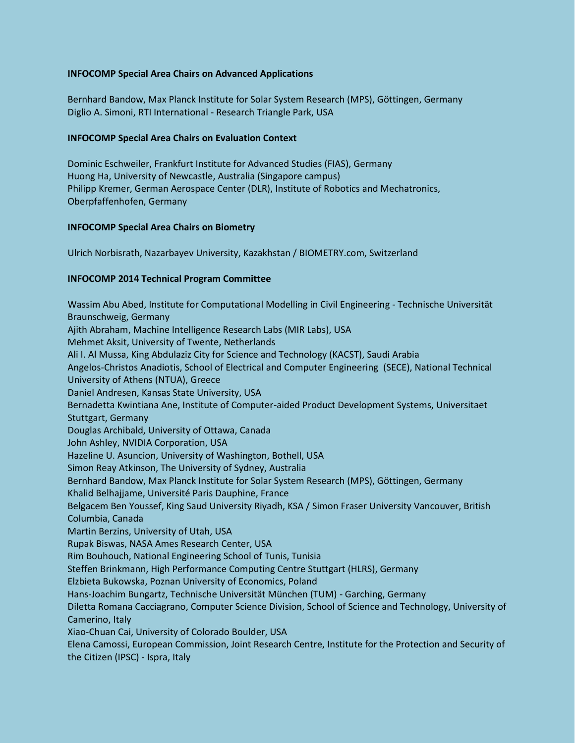**INFOCOMP Special Area Chairs on Advanced Applications**

Bernhard Bandow, Max Planck Institute for Solar System Research (MPS), Göttingen, Germany
Diglio A. Simoni, RTI International - Research Triangle Park, USA

**INFOCOMP Special Area Chairs on Evaluation Context**

Dominic Eschweiler, Frankfurt Institute for Advanced Studies (FIAS), Germany
Huong Ha, University of Newcastle, Australia (Singapore campus)
Philipp Kremer, German Aerospace Center (DLR), Institute of Robotics and Mechatronics, Oberpfaffenhofen, Germany

**INFOCOMP Special Area Chairs on Biometry**

Ulrich Norbisrath, Nazarbayev University, Kazakhstan / BIOMETRY.com, Switzerland

**INFOCOMP 2014 Technical Program Committee**

Wassim Abu Abed, Institute for Computational Modelling in Civil Engineering - Technische Universität Braunschweig, Germany
Ajith Abraham, Machine Intelligence Research Labs (MIR Labs), USA
Mehmet Aksit, University of Twente, Netherlands
Ali I. Al Mussa, King Abdulaziz City for Science and Technology (KACST), Saudi Arabia
Angelos-Christos Anadiotis, School of Electrical and Computer Engineering (SECE), National Technical University of Athens (NTUA), Greece
Daniel Andresen, Kansas State University, USA
Bernadetta Kwintiana Ane, Institute of Computer-aided Product Development Systems, Universitaet Stuttgart, Germany
Douglas Archibald, University of Ottawa, Canada
John Ashley, NVIDIA Corporation, USA
Hazeline U. Asuncion, University of Washington, Bothell, USA
Simon Reay Atkinson, The University of Sydney, Australia
Bernhard Bandow, Max Planck Institute for Solar System Research (MPS), Göttingen, Germany
Khalid Belhajjame, Université Paris Dauphine, France
Belgacem Ben Youssef, King Saud University Riyadh, KSA / Simon Fraser University Vancouver, British Columbia, Canada
Martin Berzins, University of Utah, USA
Rupak Biswas, NASA Ames Research Center, USA
Rim Bouhouch, National Engineering School of Tunis, Tunisia
Steffen Brinkmann, High Performance Computing Centre Stuttgart (HLRS), Germany
Elzbieta Bukowska, Poznan University of Economics, Poland
Hans-Joachim Bungartz, Technische Universität München (TUM) - Garching, Germany
Diletta Romana Cacciagrano, Computer Science Division, School of Science and Technology, University of Camerino, Italy
Xiao-Chuan Cai, University of Colorado Boulder, USA
Elena Camossi, European Commission, Joint Research Centre, Institute for the Protection and Security of the Citizen (IPSC) - Ispra, Italy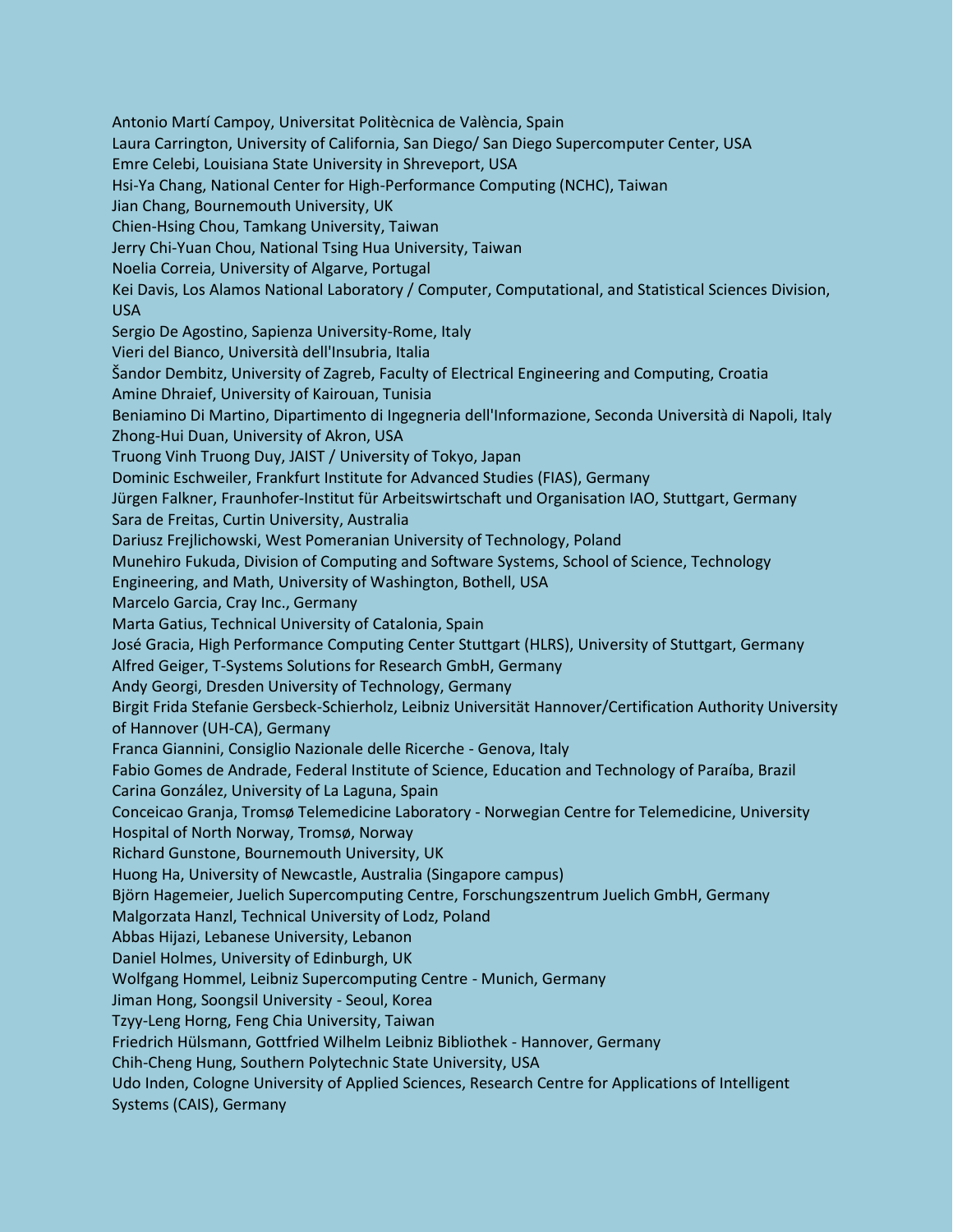Antonio Martí Campoy, Universitat Politècnica de València, Spain
Laura Carrington, University of California, San Diego/ San Diego Supercomputer Center, USA
Emre Celebi, Louisiana State University in Shreveport, USA
Hsi-Ya Chang, National Center for High-Performance Computing (NCHC), Taiwan
Jian Chang, Bournemouth University, UK
Chien-Hsing Chou, Tamkang University, Taiwan
Jerry Chi-Yuan Chou, National Tsing Hua University, Taiwan
Noelia Correia, University of Algarve, Portugal
Kei Davis, Los Alamos National Laboratory / Computer, Computational, and Statistical Sciences Division, USA
Sergio De Agostino, Sapienza University-Rome, Italy
Vieri del Bianco, Università dell'Insubria, Italia
Šandor Dembitz, University of Zagreb, Faculty of Electrical Engineering and Computing, Croatia
Amine Dhraief, University of Kairouan, Tunisia
Beniamino Di Martino, Dipartimento di Ingegneria dell'Informazione, Seconda Università di Napoli, Italy
Zhong-Hui Duan, University of Akron, USA
Truong Vinh Truong Duy, JAIST / University of Tokyo, Japan
Dominic Eschweiler, Frankfurt Institute for Advanced Studies (FIAS), Germany
Jürgen Falkner, Fraunhofer-Institut für Arbeitswirtschaft und Organisation IAO, Stuttgart, Germany
Sara de Freitas, Curtin University, Australia
Dariusz Frejlichowski, West Pomeranian University of Technology, Poland
Munehiro Fukuda, Division of Computing and Software Systems, School of Science, Technology Engineering, and Math, University of Washington, Bothell, USA
Marcelo Garcia, Cray Inc., Germany
Marta Gatius, Technical University of Catalonia, Spain
José Gracia, High Performance Computing Center Stuttgart (HLRS), University of Stuttgart, Germany
Alfred Geiger, T-Systems Solutions for Research GmbH, Germany
Andy Georgi, Dresden University of Technology, Germany
Birgit Frida Stefanie Gersbeck-Schierholz, Leibniz Universität Hannover/Certification Authority University of Hannover (UH-CA), Germany
Franca Giannini, Consiglio Nazionale delle Ricerche - Genova, Italy
Fabio Gomes de Andrade, Federal Institute of Science, Education and Technology of Paraíba, Brazil
Carina González, University of La Laguna, Spain
Conceicao Granja, Tromsø Telemedicine Laboratory - Norwegian Centre for Telemedicine, University Hospital of North Norway, Tromsø, Norway
Richard Gunstone, Bournemouth University, UK
Huong Ha, University of Newcastle, Australia (Singapore campus)
Björn Hagemeier, Juelich Supercomputing Centre, Forschungszentrum Juelich GmbH, Germany
Malgorzata Hanzl, Technical University of Lodz, Poland
Abbas Hijazi, Lebanese University, Lebanon
Daniel Holmes, University of Edinburgh, UK
Wolfgang Hommel, Leibniz Supercomputing Centre - Munich, Germany
Jiman Hong, Soongsil University - Seoul, Korea
Tzyy-Leng Horng, Feng Chia University, Taiwan
Friedrich Hülsmann, Gottfried Wilhelm Leibniz Bibliothek - Hannover, Germany
Chih-Cheng Hung, Southern Polytechnic State University, USA
Udo Inden, Cologne University of Applied Sciences, Research Centre for Applications of Intelligent Systems (CAIS), Germany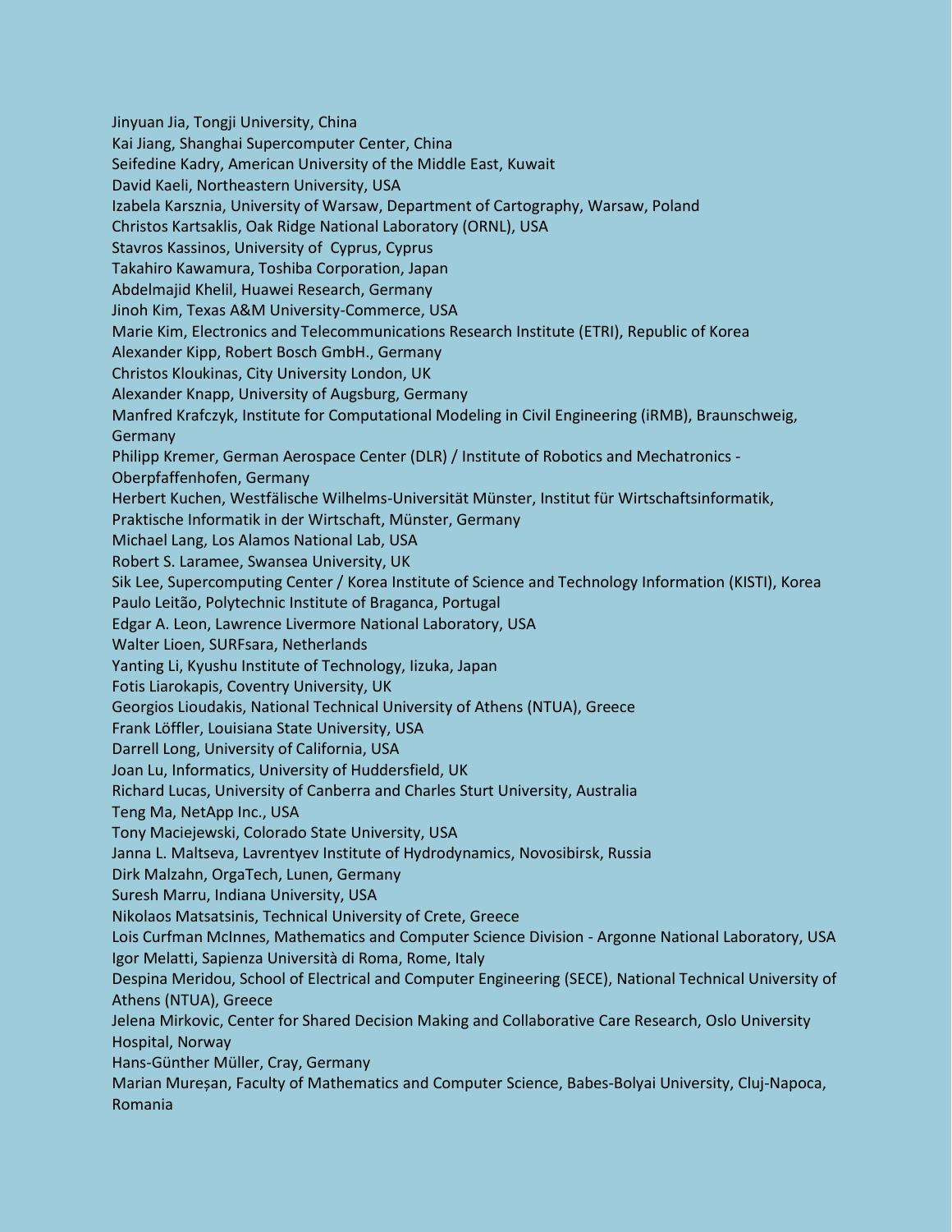Jinyuan Jia, Tongji University, China
Kai Jiang, Shanghai Supercomputer Center, China
Seifedine Kadry, American University of the Middle East, Kuwait
David Kaeli, Northeastern University, USA
Izabela Karsznia, University of Warsaw, Department of Cartography, Warsaw, Poland
Christos Kartsaklis, Oak Ridge National Laboratory (ORNL), USA
Stavros Kassinos, University of Cyprus, Cyprus
Takahiro Kawamura, Toshiba Corporation, Japan
Abdelmajid Khelil, Huawei Research, Germany
Jinoh Kim, Texas A&M University-Commerce, USA
Marie Kim, Electronics and Telecommunications Research Institute (ETRI), Republic of Korea
Alexander Kipp, Robert Bosch GmbH., Germany
Christos Kloukinas, City University London, UK
Alexander Knapp, University of Augsburg, Germany
Manfred Krafczyk, Institute for Computational Modeling in Civil Engineering (iRMB), Braunschweig, Germany
Philipp Kremer, German Aerospace Center (DLR) / Institute of Robotics and Mechatronics - Oberpfaffenhofen, Germany
Herbert Kuchen, Westfälische Wilhelms-Universität Münster, Institut für Wirtschaftsinformatik, Praktische Informatik in der Wirtschaft, Münster, Germany
Michael Lang, Los Alamos National Lab, USA
Robert S. Laramee, Swansea University, UK
Sik Lee, Supercomputing Center / Korea Institute of Science and Technology Information (KISTI), Korea
Paulo Leitão, Polytechnic Institute of Braganca, Portugal
Edgar A. Leon, Lawrence Livermore National Laboratory, USA
Walter Lioen, SURFsara, Netherlands
Yanting Li, Kyushu Institute of Technology, Iizuka, Japan
Fotis Liarokapis, Coventry University, UK
Georgios Lioudakis, National Technical University of Athens (NTUA), Greece
Frank Löffler, Louisiana State University, USA
Darrell Long, University of California, USA
Joan Lu, Informatics, University of Huddersfield, UK
Richard Lucas, University of Canberra and Charles Sturt University, Australia
Teng Ma, NetApp Inc., USA
Tony Maciejewski, Colorado State University, USA
Janna L. Maltseva, Lavrentyev Institute of Hydrodynamics, Novosibirsk, Russia
Dirk Malzahn, OrgaTech, Lunen, Germany
Suresh Marru, Indiana University, USA
Nikolaos Matsatsinis, Technical University of Crete, Greece
Lois Curfman McInnes, Mathematics and Computer Science Division - Argonne National Laboratory, USA
Igor Melatti, Sapienza Università di Roma, Rome, Italy
Despina Meridou, School of Electrical and Computer Engineering (SECE), National Technical University of Athens (NTUA), Greece
Jelena Mirkovic, Center for Shared Decision Making and Collaborative Care Research, Oslo University Hospital, Norway
Hans-Günther Müller, Cray, Germany
Marian Mureșan, Faculty of Mathematics and Computer Science, Babes-Bolyai University, Cluj-Napoca, Romania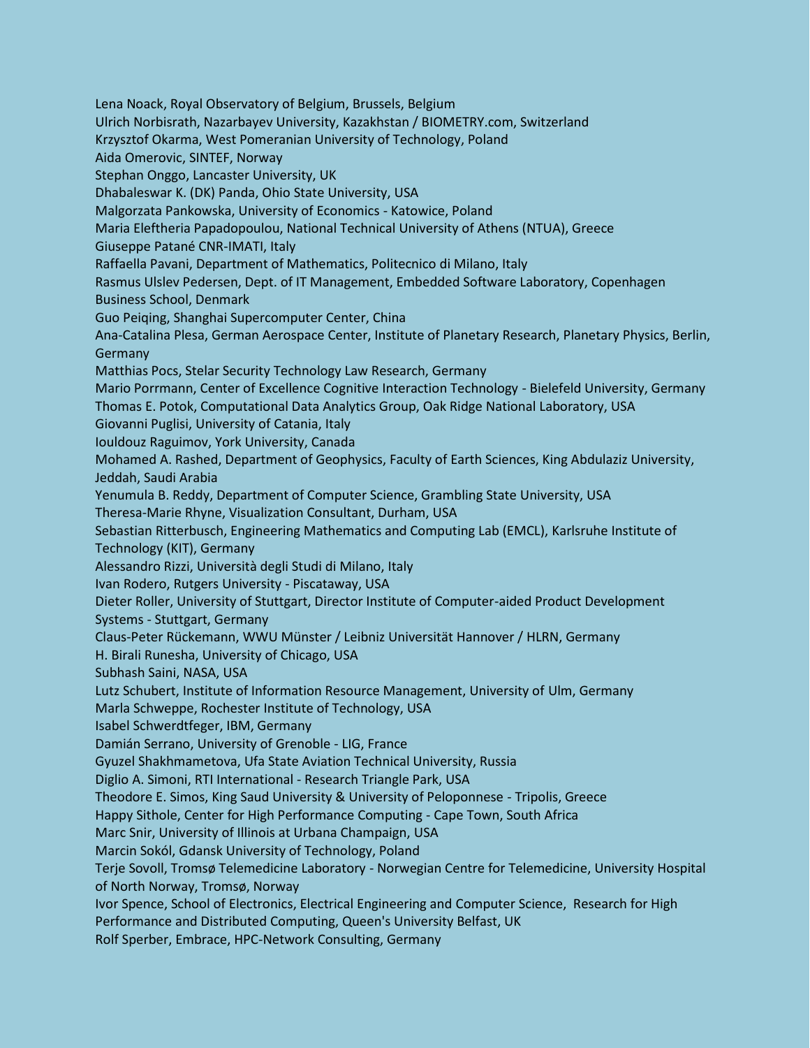Lena Noack, Royal Observatory of Belgium, Brussels, Belgium
Ulrich Norbisrath, Nazarbayev University, Kazakhstan / BIOMETRY.com, Switzerland
Krzysztof Okarma, West Pomeranian University of Technology, Poland
Aida Omerovic, SINTEF, Norway
Stephan Onggo, Lancaster University, UK
Dhabaleswar K. (DK) Panda, Ohio State University, USA
Malgorzata Pankowska, University of Economics - Katowice, Poland
Maria Eleftheria Papadopoulou, National Technical University of Athens (NTUA), Greece
Giuseppe Patané CNR-IMATI, Italy
Raffaella Pavani, Department of Mathematics, Politecnico di Milano, Italy
Rasmus Ulslev Pedersen, Dept. of IT Management, Embedded Software Laboratory, Copenhagen Business School, Denmark
Guo Peiqing, Shanghai Supercomputer Center, China
Ana-Catalina Plesa, German Aerospace Center, Institute of Planetary Research, Planetary Physics, Berlin, Germany
Matthias Pocs, Stelar Security Technology Law Research, Germany
Mario Porrmann, Center of Excellence Cognitive Interaction Technology - Bielefeld University, Germany
Thomas E. Potok, Computational Data Analytics Group, Oak Ridge National Laboratory, USA
Giovanni Puglisi, University of Catania, Italy
Iouldouz Raguimov, York University, Canada
Mohamed A. Rashed, Department of Geophysics, Faculty of Earth Sciences, King Abdulaziz University, Jeddah, Saudi Arabia
Yenumula B. Reddy, Department of Computer Science, Grambling State University, USA
Theresa-Marie Rhyne, Visualization Consultant, Durham, USA
Sebastian Ritterbusch, Engineering Mathematics and Computing Lab (EMCL), Karlsruhe Institute of Technology (KIT), Germany
Alessandro Rizzi, Università degli Studi di Milano, Italy
Ivan Rodero, Rutgers University - Piscataway, USA
Dieter Roller, University of Stuttgart, Director Institute of Computer-aided Product Development Systems - Stuttgart, Germany
Claus-Peter Rückemann, WWU Münster / Leibniz Universität Hannover / HLRN, Germany
H. Birali Runesha, University of Chicago, USA
Subhash Saini, NASA, USA
Lutz Schubert, Institute of Information Resource Management, University of Ulm, Germany
Marla Schweppe, Rochester Institute of Technology, USA
Isabel Schwerdtfeger, IBM, Germany
Damián Serrano, University of Grenoble - LIG, France
Gyuzel Shakhmametova, Ufa State Aviation Technical University, Russia
Diglio A. Simoni, RTI International - Research Triangle Park, USA
Theodore E. Simos, King Saud University & University of Peloponnese - Tripolis, Greece
Happy Sithole, Center for High Performance Computing - Cape Town, South Africa
Marc Snir, University of Illinois at Urbana Champaign, USA
Marcin Sokól, Gdansk University of Technology, Poland
Terje Sovoll, Tromsø Telemedicine Laboratory - Norwegian Centre for Telemedicine, University Hospital of North Norway, Tromsø, Norway
Ivor Spence, School of Electronics, Electrical Engineering and Computer Science, Research for High Performance and Distributed Computing, Queen's University Belfast, UK
Rolf Sperber, Embrace, HPC-Network Consulting, Germany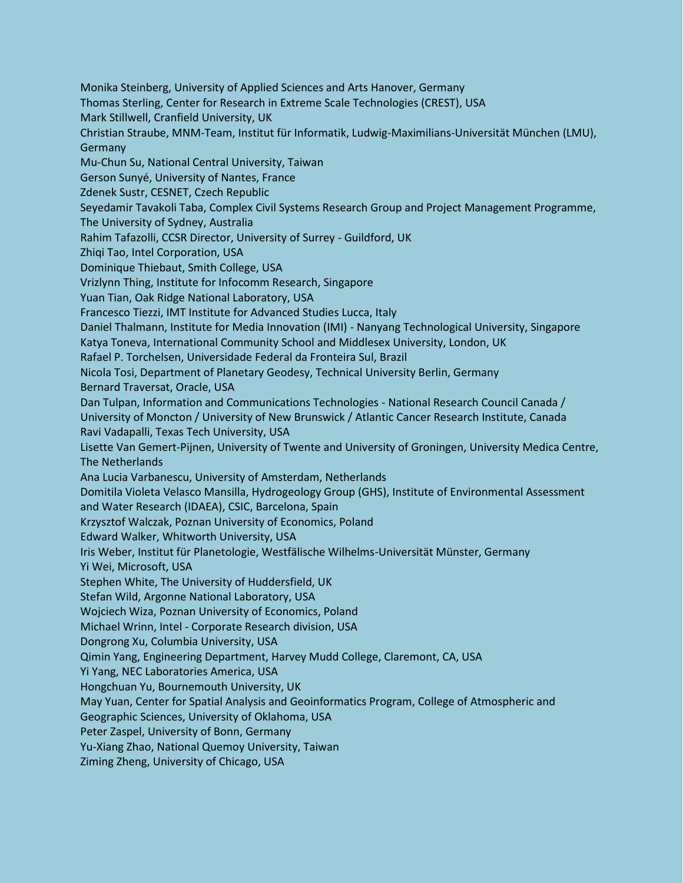Monika Steinberg, University of Applied Sciences and Arts Hanover, Germany
Thomas Sterling, Center for Research in Extreme Scale Technologies (CREST), USA
Mark Stillwell, Cranfield University, UK
Christian Straube, MNM-Team, Institut für Informatik, Ludwig-Maximilians-Universität München (LMU), Germany
Mu-Chun Su, National Central University, Taiwan
Gerson Sunyé, University of Nantes, France
Zdenek Sustr, CESNET, Czech Republic
Seyedamir Tavakoli Taba, Complex Civil Systems Research Group and Project Management Programme, The University of Sydney, Australia
Rahim Tafazolli, CCSR Director, University of Surrey - Guildford, UK
Zhiqi Tao, Intel Corporation, USA
Dominique Thiebaut, Smith College, USA
Vrizlynn Thing, Institute for Infocomm Research, Singapore
Yuan Tian, Oak Ridge National Laboratory, USA
Francesco Tiezzi, IMT Institute for Advanced Studies Lucca, Italy
Daniel Thalmann, Institute for Media Innovation (IMI) - Nanyang Technological University, Singapore
Katya Toneva, International Community School and Middlesex University, London, UK
Rafael P. Torchelsen, Universidade Federal da Fronteira Sul, Brazil
Nicola Tosi, Department of Planetary Geodesy, Technical University Berlin, Germany
Bernard Traversat, Oracle, USA
Dan Tulpan, Information and Communications Technologies - National Research Council Canada / University of Moncton / University of New Brunswick / Atlantic Cancer Research Institute, Canada
Ravi Vadapalli, Texas Tech University, USA
Lisette Van Gemert-Pijnen, University of Twente and University of Groningen, University Medica Centre, The Netherlands
Ana Lucia Varbanescu, University of Amsterdam, Netherlands
Domitila Violeta Velasco Mansilla, Hydrogeology Group (GHS), Institute of Environmental Assessment and Water Research (IDAEA), CSIC, Barcelona, Spain
Krzysztof Walczak, Poznan University of Economics, Poland
Edward Walker, Whitworth University, USA
Iris Weber, Institut für Planetologie, Westfälische Wilhelms-Universität Münster, Germany
Yi Wei, Microsoft, USA
Stephen White, The University of Huddersfield, UK
Stefan Wild, Argonne National Laboratory, USA
Wojciech Wiza, Poznan University of Economics, Poland
Michael Wrinn, Intel - Corporate Research division, USA
Dongrong Xu, Columbia University, USA
Qimin Yang, Engineering Department, Harvey Mudd College, Claremont, CA, USA
Yi Yang, NEC Laboratories America, USA
Hongchuan Yu, Bournemouth University, UK
May Yuan, Center for Spatial Analysis and Geoinformatics Program, College of Atmospheric and Geographic Sciences, University of Oklahoma, USA
Peter Zaspel, University of Bonn, Germany
Yu-Xiang Zhao, National Quemoy University, Taiwan
Ziming Zheng, University of Chicago, USA